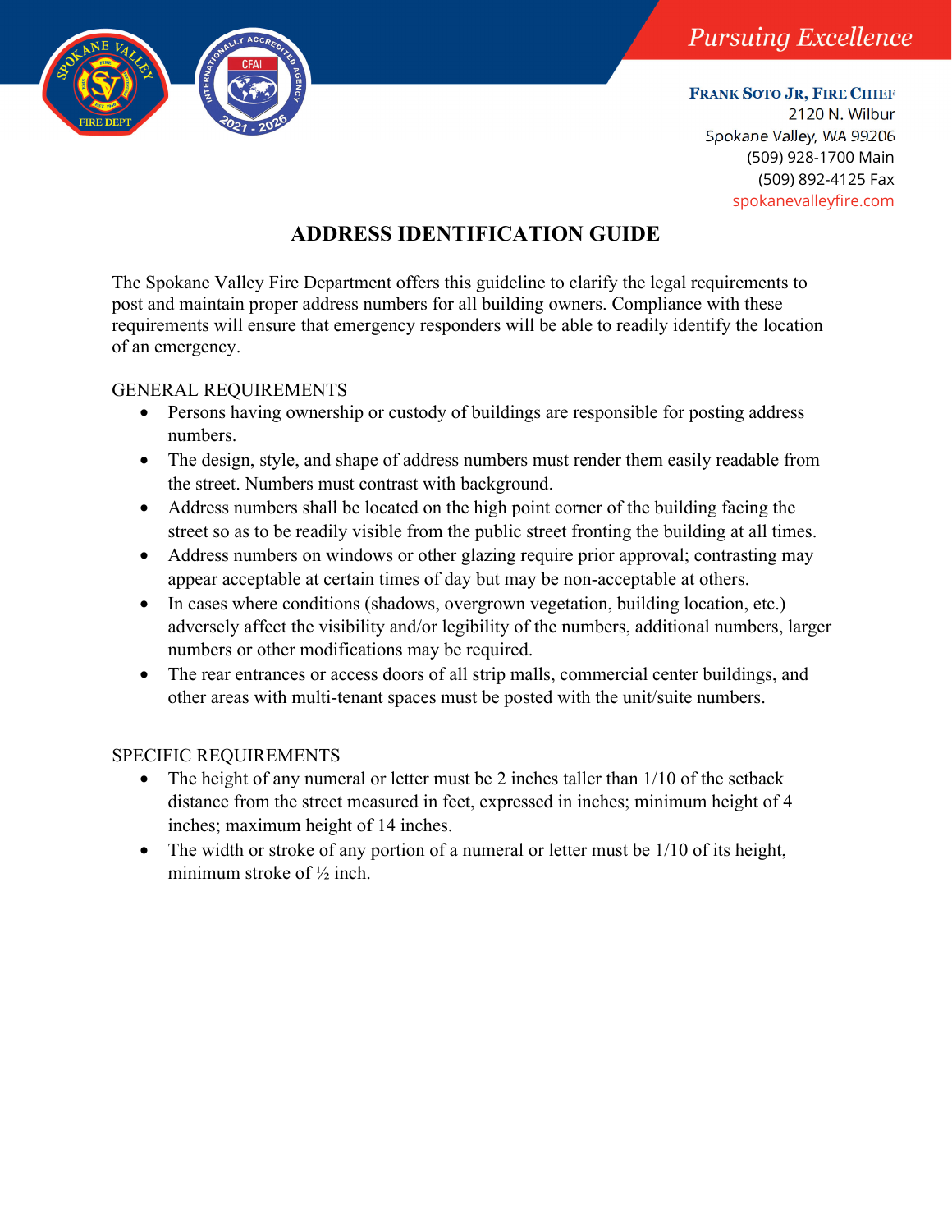*Pursuing Excellence*

**Frank Soto Jr, Fire Chief**
2120 N. Wilbur
Spokane Valley, WA 99206
(509) 928-1700 Main
(509) 892-4125 Fax
spokanevalleyfire.com

# ADDRESS IDENTIFICATION GUIDE

The Spokane Valley Fire Department offers this guideline to clarify the legal requirements to post and maintain proper address numbers for all building owners. Compliance with these requirements will ensure that emergency responders will be able to readily identify the location of an emergency.

## GENERAL REQUIREMENTS

- Persons having ownership or custody of buildings are responsible for posting address numbers.
- The design, style, and shape of address numbers must render them easily readable from the street. Numbers must contrast with background.
- Address numbers shall be located on the high point corner of the building facing the street so as to be readily visible from the public street fronting the building at all times.
- Address numbers on windows or other glazing require prior approval; contrasting may appear acceptable at certain times of day but may be non-acceptable at others.
- In cases where conditions (shadows, overgrown vegetation, building location, etc.) adversely affect the visibility and/or legibility of the numbers, additional numbers, larger numbers or other modifications may be required.
- The rear entrances or access doors of all strip malls, commercial center buildings, and other areas with multi-tenant spaces must be posted with the unit/suite numbers.

## SPECIFIC REQUIREMENTS

- The height of any numeral or letter must be 2 inches taller than 1/10 of the setback distance from the street measured in feet, expressed in inches; minimum height of 4 inches; maximum height of 14 inches.
- The width or stroke of any portion of a numeral or letter must be 1/10 of its height, minimum stroke of ½ inch.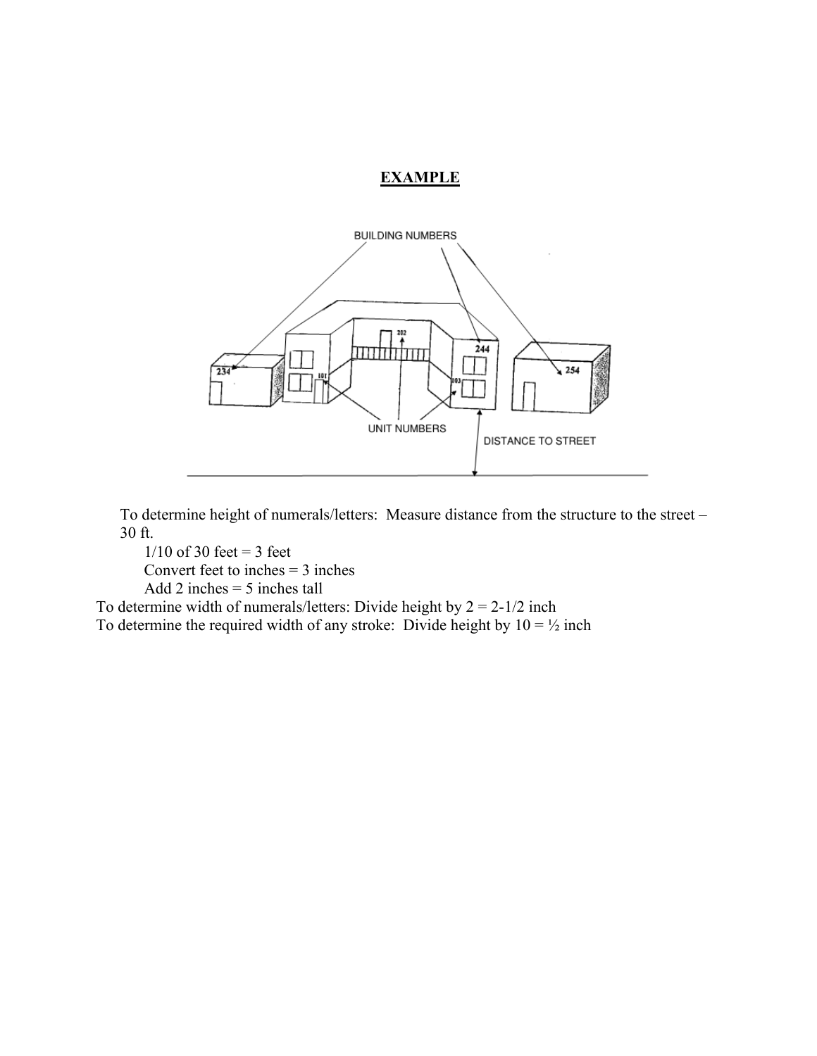**EXAMPLE**

To determine height of numerals/letters: Measure distance from the structure to the street – 30 ft.

1/10 of 30 feet = 3 feet

Convert feet to inches = 3 inches

Add 2 inches = 5 inches tall

To determine width of numerals/letters: Divide height by 2 = 2-1/2 inch

To determine the required width of any stroke: Divide height by 10 = ½ inch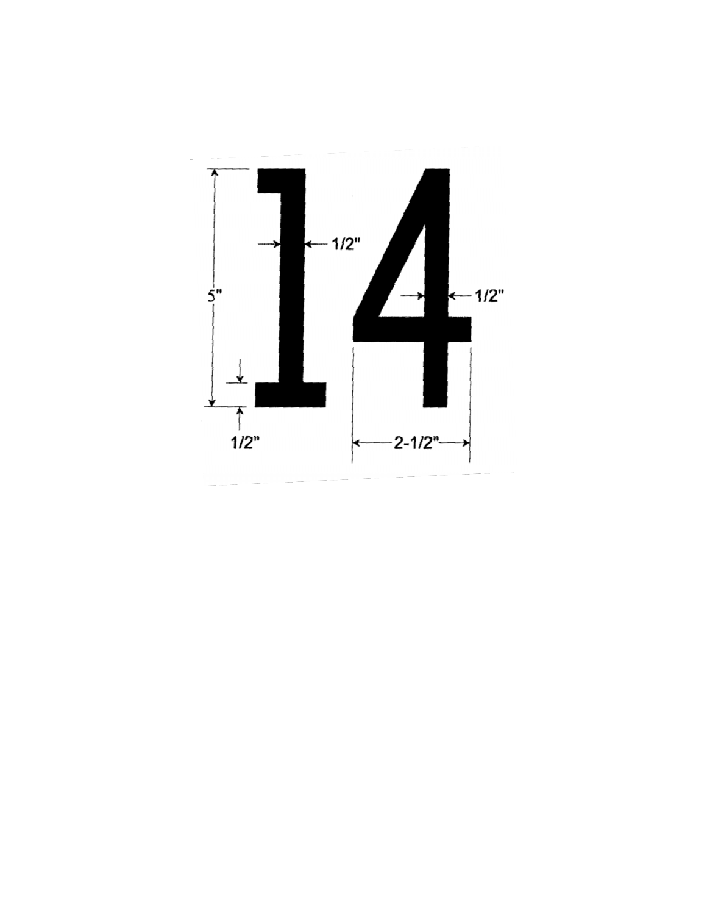14

5"

1/2"

1/2"

1/2"

2-1/2"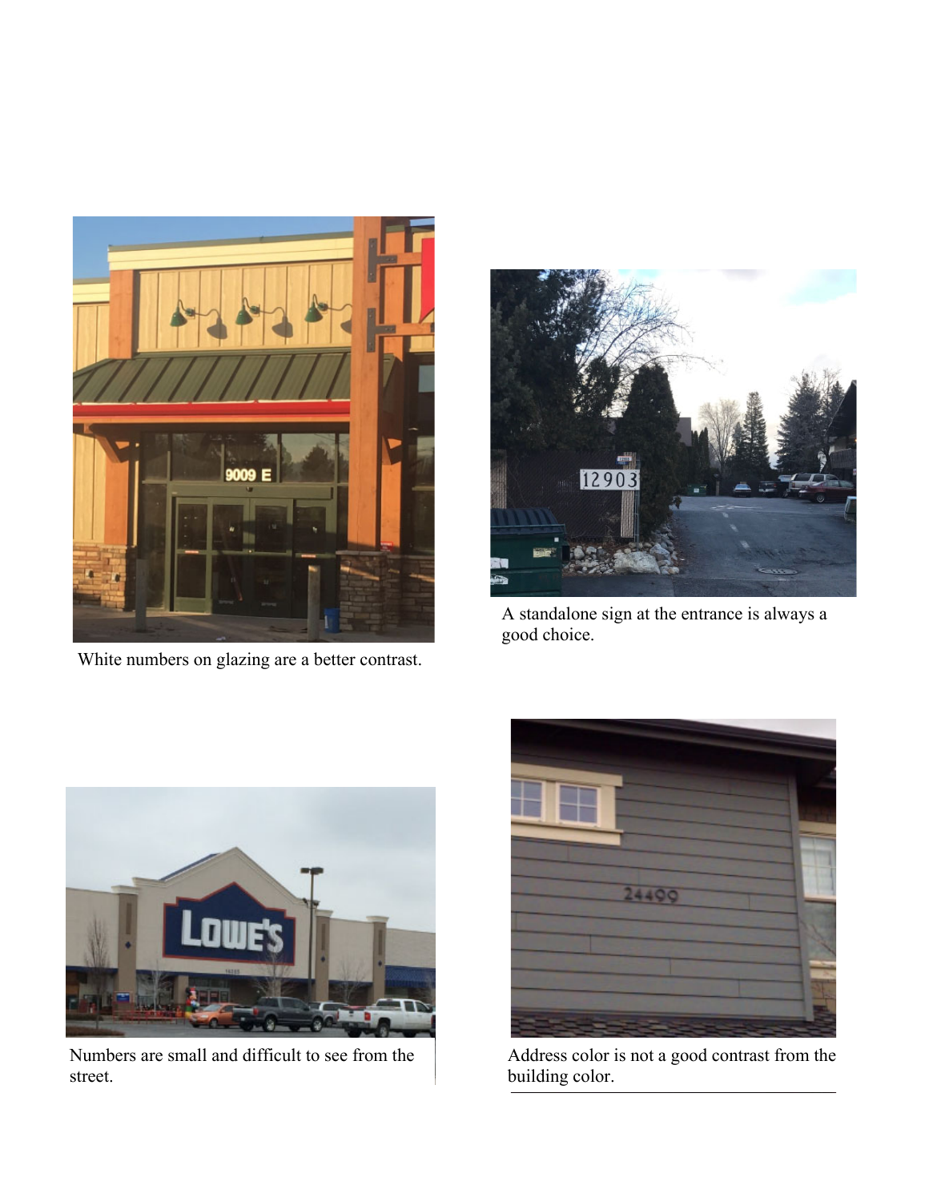White numbers on glazing are a better contrast.

A standalone sign at the entrance is always a good choice.

Numbers are small and difficult to see from the street.

Address color is not a good contrast from the building color.